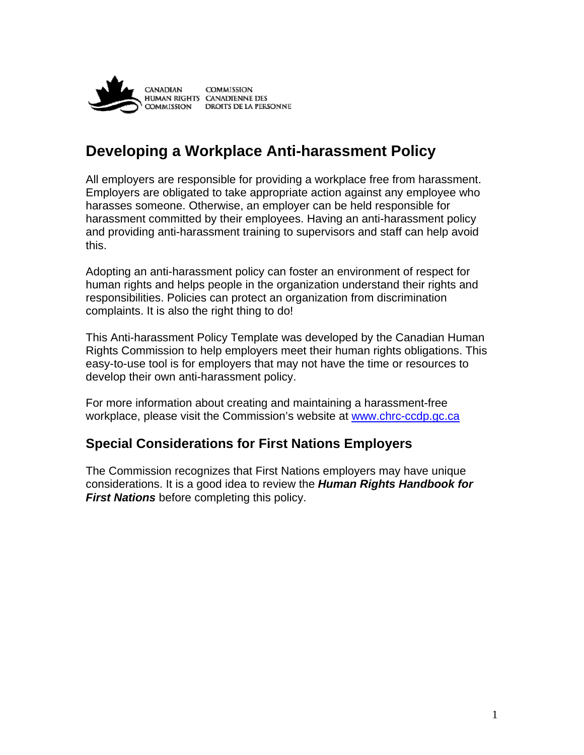CANADIAN HUMAN RIGHTS COMMISSION    COMMISSION CANADIENNE DES DROITS DE LA PERSONNE

# Developing a Workplace Anti-harassment Policy

All employers are responsible for providing a workplace free from harassment. Employers are obligated to take appropriate action against any employee who harasses someone. Otherwise, an employer can be held responsible for harassment committed by their employees. Having an anti-harassment policy and providing anti-harassment training to supervisors and staff can help avoid this.

Adopting an anti-harassment policy can foster an environment of respect for human rights and helps people in the organization understand their rights and responsibilities. Policies can protect an organization from discrimination complaints. It is also the right thing to do!

This Anti-harassment Policy Template was developed by the Canadian Human Rights Commission to help employers meet their human rights obligations. This easy-to-use tool is for employers that may not have the time or resources to develop their own anti-harassment policy.

For more information about creating and maintaining a harassment-free workplace, please visit the Commission's website at www.chrc-ccdp.gc.ca

## Special Considerations for First Nations Employers

The Commission recognizes that First Nations employers may have unique considerations. It is a good idea to review the ***Human Rights Handbook for First Nations*** before completing this policy.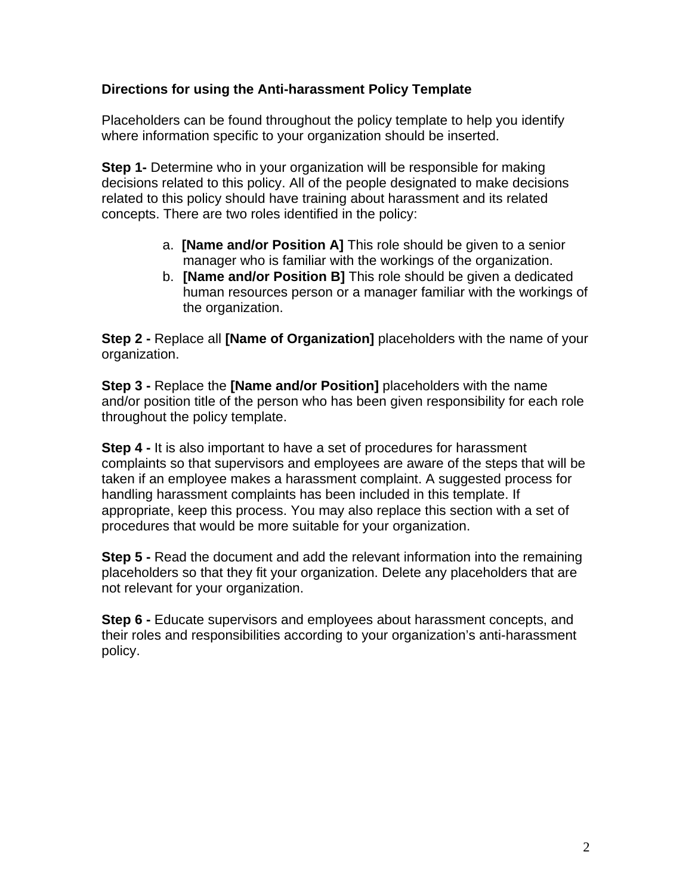**Directions for using the Anti-harassment Policy Template**

Placeholders can be found throughout the policy template to help you identify where information specific to your organization should be inserted.

**Step 1-** Determine who in your organization will be responsible for making decisions related to this policy. All of the people designated to make decisions related to this policy should have training about harassment and its related concepts. There are two roles identified in the policy:

a. **[Name and/or Position A]** This role should be given to a senior manager who is familiar with the workings of the organization.
b. **[Name and/or Position B]** This role should be given a dedicated human resources person or a manager familiar with the workings of the organization.

**Step 2 -** Replace all **[Name of Organization]** placeholders with the name of your organization.

**Step 3 -** Replace the **[Name and/or Position]** placeholders with the name and/or position title of the person who has been given responsibility for each role throughout the policy template.

**Step 4 -** It is also important to have a set of procedures for harassment complaints so that supervisors and employees are aware of the steps that will be taken if an employee makes a harassment complaint. A suggested process for handling harassment complaints has been included in this template. If appropriate, keep this process. You may also replace this section with a set of procedures that would be more suitable for your organization.

**Step 5 -** Read the document and add the relevant information into the remaining placeholders so that they fit your organization. Delete any placeholders that are not relevant for your organization.

**Step 6 -** Educate supervisors and employees about harassment concepts, and their roles and responsibilities according to your organization's anti-harassment policy.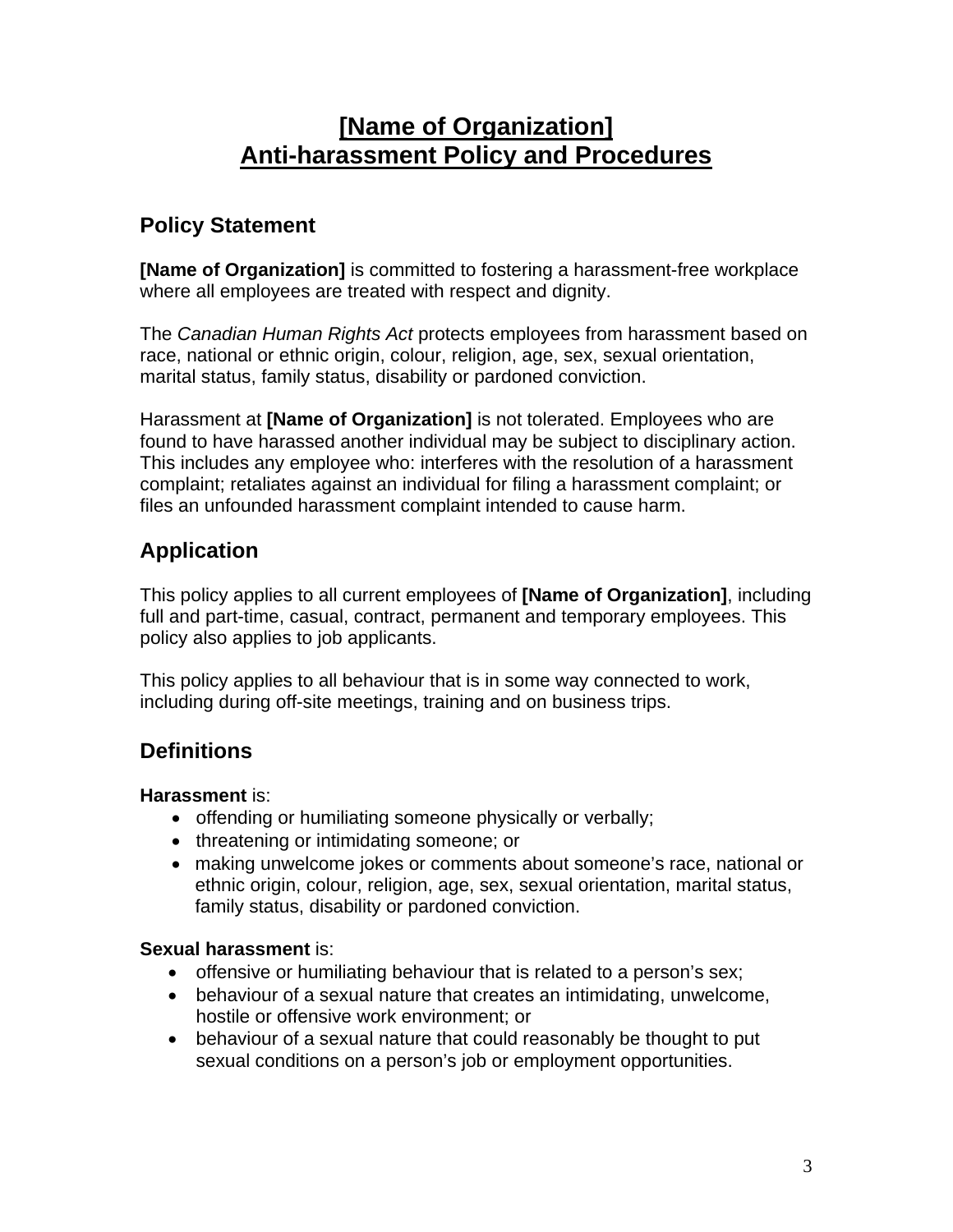# [Name of Organization]
# Anti-harassment Policy and Procedures

## Policy Statement

**[Name of Organization]** is committed to fostering a harassment-free workplace where all employees are treated with respect and dignity.

The *Canadian Human Rights Act* protects employees from harassment based on race, national or ethnic origin, colour, religion, age, sex, sexual orientation, marital status, family status, disability or pardoned conviction.

Harassment at **[Name of Organization]** is not tolerated. Employees who are found to have harassed another individual may be subject to disciplinary action. This includes any employee who: interferes with the resolution of a harassment complaint; retaliates against an individual for filing a harassment complaint; or files an unfounded harassment complaint intended to cause harm.

## Application

This policy applies to all current employees of **[Name of Organization]**, including full and part-time, casual, contract, permanent and temporary employees. This policy also applies to job applicants.

This policy applies to all behaviour that is in some way connected to work, including during off-site meetings, training and on business trips.

## Definitions

**Harassment** is:

- offending or humiliating someone physically or verbally;
- threatening or intimidating someone; or
- making unwelcome jokes or comments about someone's race, national or ethnic origin, colour, religion, age, sex, sexual orientation, marital status, family status, disability or pardoned conviction.

**Sexual harassment** is:

- offensive or humiliating behaviour that is related to a person's sex;
- behaviour of a sexual nature that creates an intimidating, unwelcome, hostile or offensive work environment; or
- behaviour of a sexual nature that could reasonably be thought to put sexual conditions on a person's job or employment opportunities.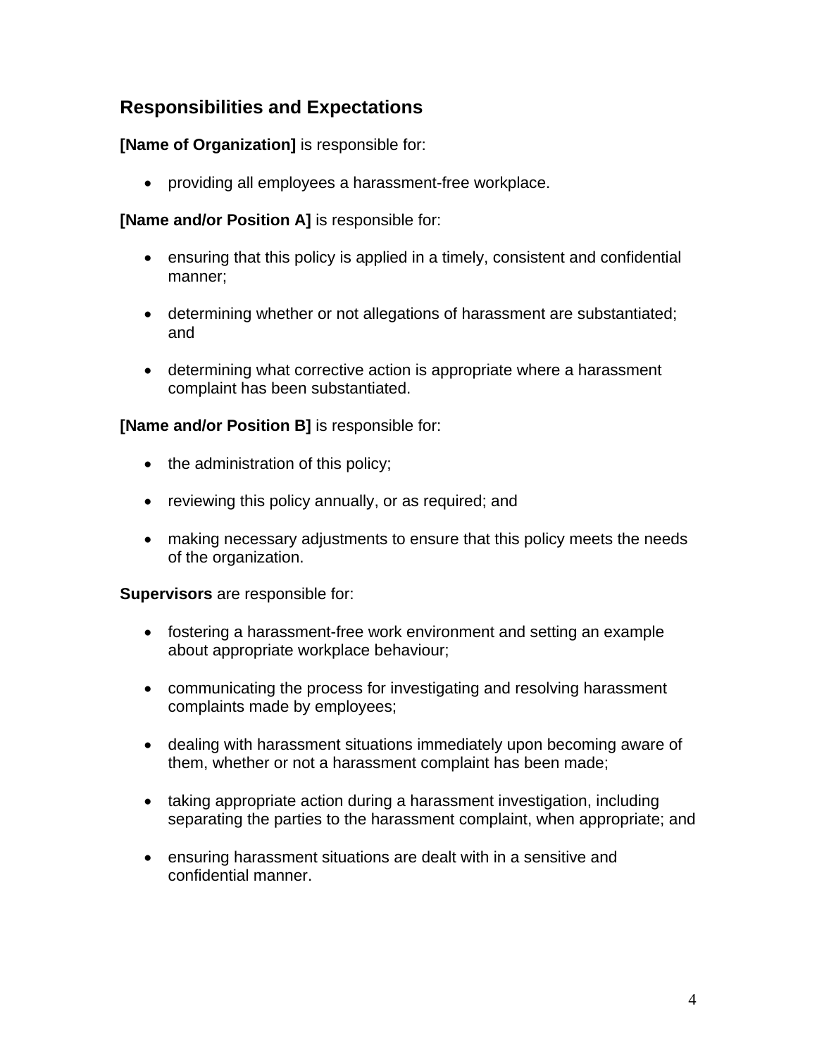## Responsibilities and Expectations

**[Name of Organization]** is responsible for:

- providing all employees a harassment-free workplace.

**[Name and/or Position A]** is responsible for:

- ensuring that this policy is applied in a timely, consistent and confidential manner;
- determining whether or not allegations of harassment are substantiated; and
- determining what corrective action is appropriate where a harassment complaint has been substantiated.

**[Name and/or Position B]** is responsible for:

- the administration of this policy;
- reviewing this policy annually, or as required; and
- making necessary adjustments to ensure that this policy meets the needs of the organization.

**Supervisors** are responsible for:

- fostering a harassment-free work environment and setting an example about appropriate workplace behaviour;
- communicating the process for investigating and resolving harassment complaints made by employees;
- dealing with harassment situations immediately upon becoming aware of them, whether or not a harassment complaint has been made;
- taking appropriate action during a harassment investigation, including separating the parties to the harassment complaint, when appropriate; and
- ensuring harassment situations are dealt with in a sensitive and confidential manner.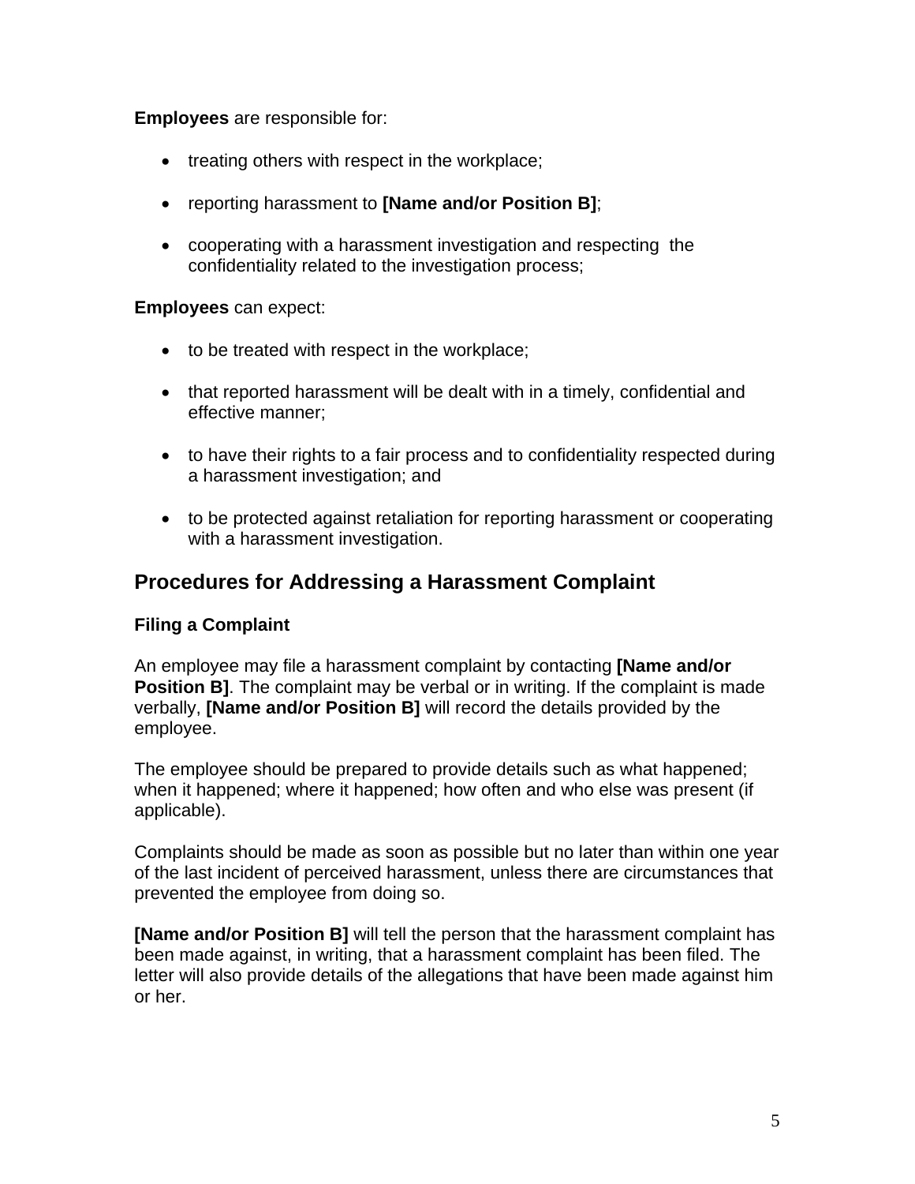**Employees** are responsible for:

- treating others with respect in the workplace;
- reporting harassment to **[Name and/or Position B]**;
- cooperating with a harassment investigation and respecting the confidentiality related to the investigation process;

**Employees** can expect:

- to be treated with respect in the workplace;
- that reported harassment will be dealt with in a timely, confidential and effective manner;
- to have their rights to a fair process and to confidentiality respected during a harassment investigation; and
- to be protected against retaliation for reporting harassment or cooperating with a harassment investigation.

## Procedures for Addressing a Harassment Complaint

### Filing a Complaint

An employee may file a harassment complaint by contacting **[Name and/or Position B]**. The complaint may be verbal or in writing. If the complaint is made verbally, **[Name and/or Position B]** will record the details provided by the employee.

The employee should be prepared to provide details such as what happened; when it happened; where it happened; how often and who else was present (if applicable).

Complaints should be made as soon as possible but no later than within one year of the last incident of perceived harassment, unless there are circumstances that prevented the employee from doing so.

**[Name and/or Position B]** will tell the person that the harassment complaint has been made against, in writing, that a harassment complaint has been filed. The letter will also provide details of the allegations that have been made against him or her.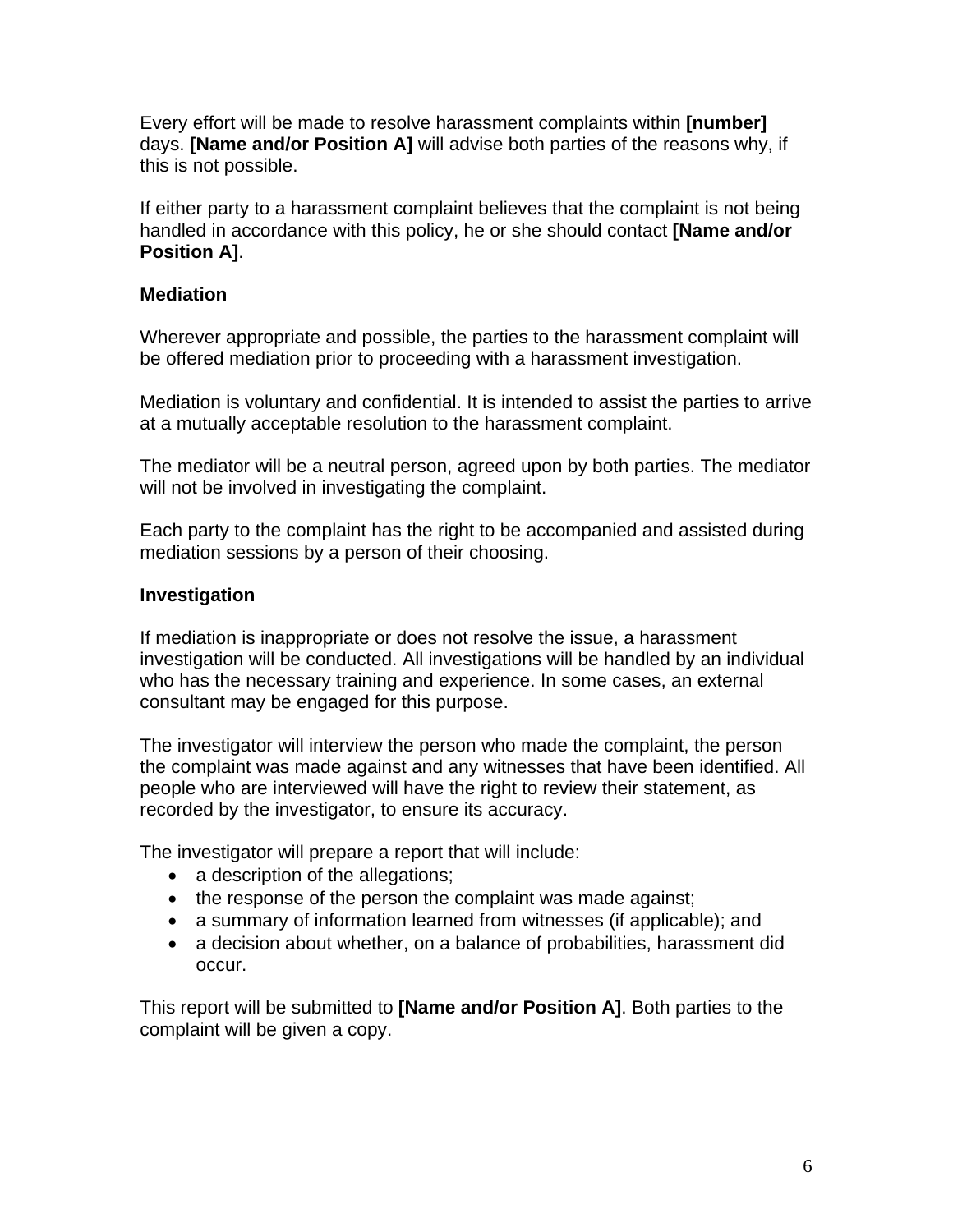Every effort will be made to resolve harassment complaints within **[number]** days. **[Name and/or Position A]** will advise both parties of the reasons why, if this is not possible.

If either party to a harassment complaint believes that the complaint is not being handled in accordance with this policy, he or she should contact **[Name and/or Position A]**.

**Mediation**

Wherever appropriate and possible, the parties to the harassment complaint will be offered mediation prior to proceeding with a harassment investigation.

Mediation is voluntary and confidential. It is intended to assist the parties to arrive at a mutually acceptable resolution to the harassment complaint.

The mediator will be a neutral person, agreed upon by both parties. The mediator will not be involved in investigating the complaint.

Each party to the complaint has the right to be accompanied and assisted during mediation sessions by a person of their choosing.

**Investigation**

If mediation is inappropriate or does not resolve the issue, a harassment investigation will be conducted. All investigations will be handled by an individual who has the necessary training and experience. In some cases, an external consultant may be engaged for this purpose.

The investigator will interview the person who made the complaint, the person the complaint was made against and any witnesses that have been identified. All people who are interviewed will have the right to review their statement, as recorded by the investigator, to ensure its accuracy.

The investigator will prepare a report that will include:

- a description of the allegations;
- the response of the person the complaint was made against;
- a summary of information learned from witnesses (if applicable); and
- a decision about whether, on a balance of probabilities, harassment did occur.

This report will be submitted to **[Name and/or Position A]**. Both parties to the complaint will be given a copy.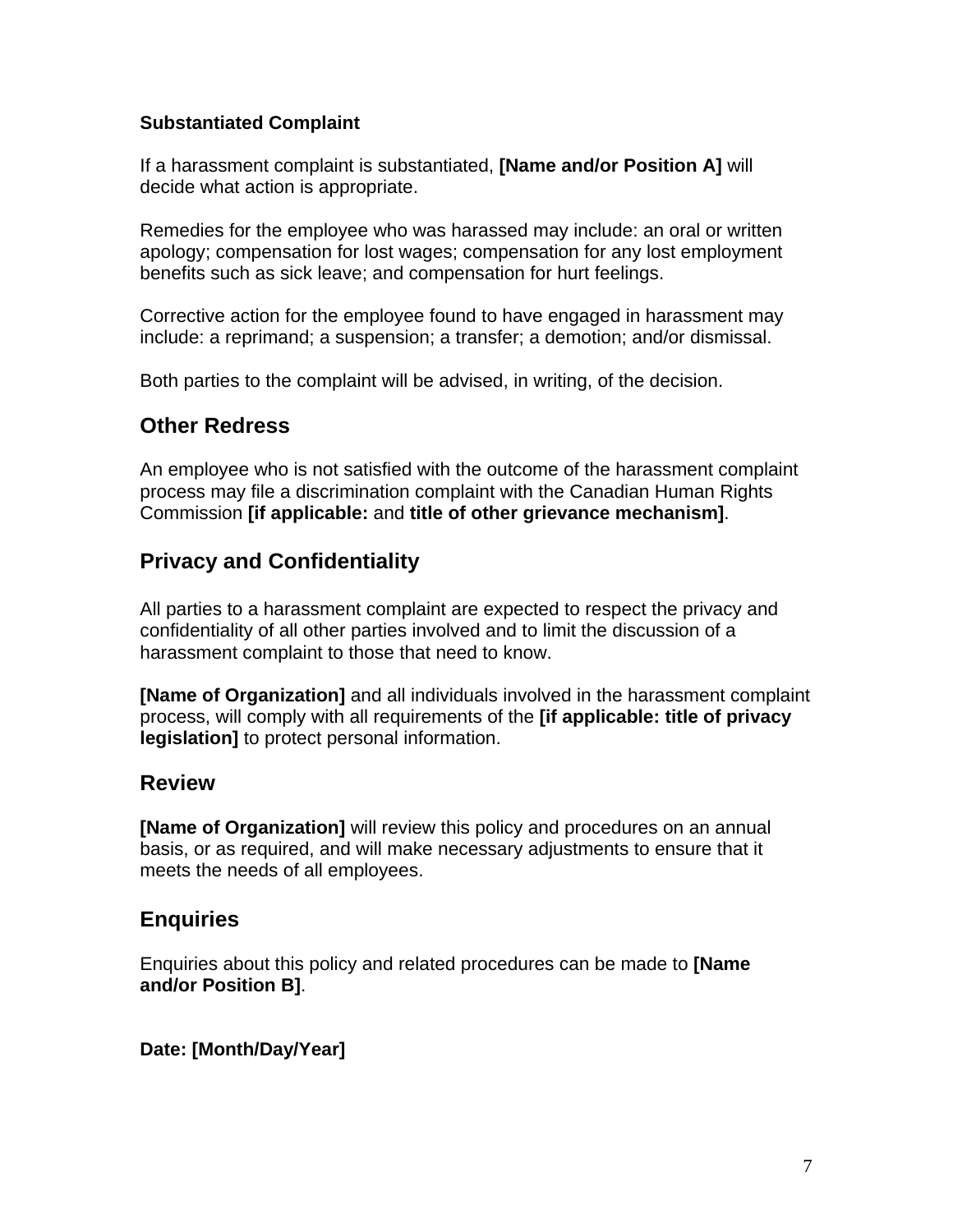**Substantiated Complaint**

If a harassment complaint is substantiated, **[Name and/or Position A]** will decide what action is appropriate.

Remedies for the employee who was harassed may include: an oral or written apology; compensation for lost wages; compensation for any lost employment benefits such as sick leave; and compensation for hurt feelings.

Corrective action for the employee found to have engaged in harassment may include: a reprimand; a suspension; a transfer; a demotion; and/or dismissal.

Both parties to the complaint will be advised, in writing, of the decision.

## Other Redress

An employee who is not satisfied with the outcome of the harassment complaint process may file a discrimination complaint with the Canadian Human Rights Commission **[if applicable:** and **title of other grievance mechanism]**.

## Privacy and Confidentiality

All parties to a harassment complaint are expected to respect the privacy and confidentiality of all other parties involved and to limit the discussion of a harassment complaint to those that need to know.

**[Name of Organization]** and all individuals involved in the harassment complaint process, will comply with all requirements of the **[if applicable: title of privacy legislation]** to protect personal information.

## Review

**[Name of Organization]** will review this policy and procedures on an annual basis, or as required, and will make necessary adjustments to ensure that it meets the needs of all employees.

## Enquiries

Enquiries about this policy and related procedures can be made to **[Name and/or Position B]**.

**Date: [Month/Day/Year]**